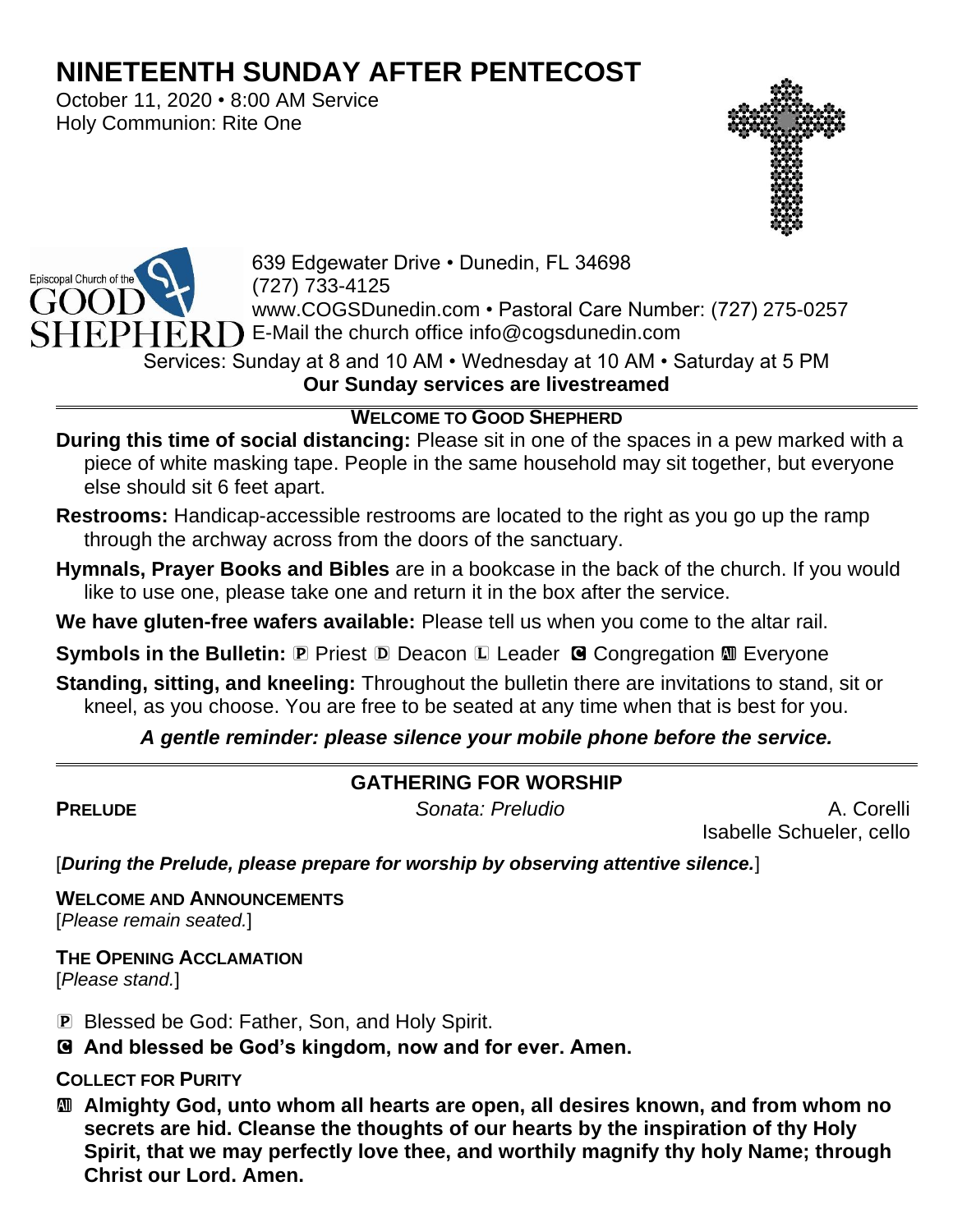# NINETEENTH SUNDAY AFTER PENTECOST

October 11, 2020 • 8:00 AM Service
Holy Communion: Rite One

Episcopal Church of the GOOD SHEPHERD

639 Edgewater Drive • Dunedin, FL 34698
(727) 733-4125
www.COGSDunedin.com • Pastoral Care Number: (727) 275-0257
E-Mail the church office info@cogsdunedin.com

Services: Sunday at 8 and 10 AM • Wednesday at 10 AM • Saturday at 5 PM
**Our Sunday services are livestreamed**

---

## WELCOME TO GOOD SHEPHERD

**During this time of social distancing:** Please sit in one of the spaces in a pew marked with a piece of white masking tape. People in the same household may sit together, but everyone else should sit 6 feet apart.

**Restrooms:** Handicap-accessible restrooms are located to the right as you go up the ramp through the archway across from the doors of the sanctuary.

**Hymnals, Prayer Books and Bibles** are in a bookcase in the back of the church. If you would like to use one, please take one and return it in the box after the service.

**We have gluten-free wafers available:** Please tell us when you come to the altar rail.

**Symbols in the Bulletin:** ℗ Priest ⒹDeacon Ⓛ Leader Ⓒ Congregation Ⓐ Everyone

**Standing, sitting, and kneeling:** Throughout the bulletin there are invitations to stand, sit or kneel, as you choose. You are free to be seated at any time when that is best for you.

***A gentle reminder: please silence your mobile phone before the service.***

---

## GATHERING FOR WORSHIP

**PRELUDE** *Sonata: Preludio* A. Corelli
Isabelle Schueler, cello

[***During the Prelude, please prepare for worship by observing attentive silence.***]

**WELCOME AND ANNOUNCEMENTS**
[*Please remain seated.*]

**THE OPENING ACCLAMATION**
[*Please stand.*]

℗ Blessed be God: Father, Son, and Holy Spirit.

Ⓒ **And blessed be God's kingdom, now and for ever. Amen.**

**COLLECT FOR PURITY**

Ⓐ **Almighty God, unto whom all hearts are open, all desires known, and from whom no secrets are hid. Cleanse the thoughts of our hearts by the inspiration of thy Holy Spirit, that we may perfectly love thee, and worthily magnify thy holy Name; through Christ our Lord. Amen.**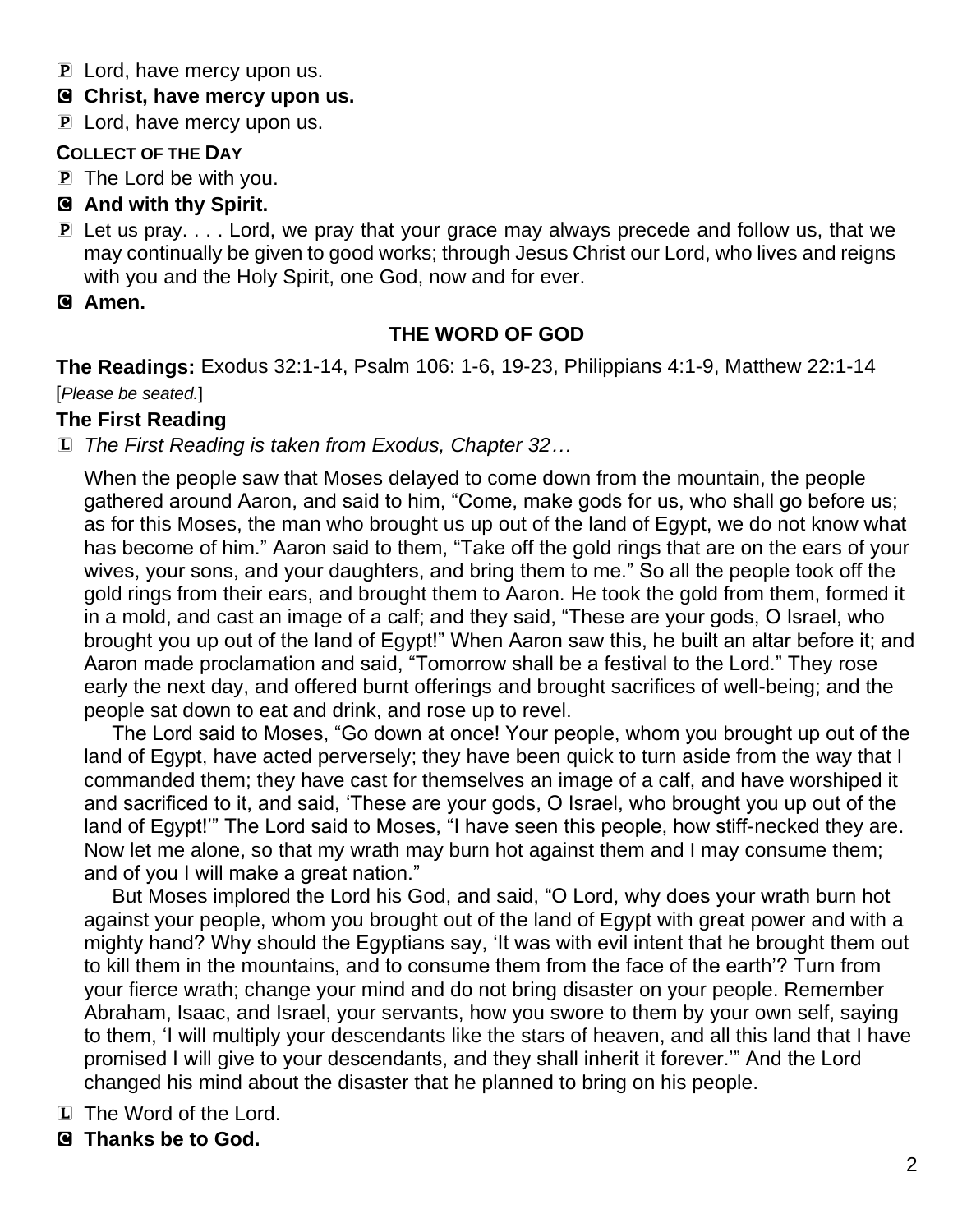P Lord, have mercy upon us.

**C Christ, have mercy upon us.**

P Lord, have mercy upon us.

**COLLECT OF THE DAY**

P The Lord be with you.

**C And with thy Spirit.**

P Let us pray. . . . Lord, we pray that your grace may always precede and follow us, that we may continually be given to good works; through Jesus Christ our Lord, who lives and reigns with you and the Holy Spirit, one God, now and for ever.

**C Amen.**

## THE WORD OF GOD

**The Readings:** Exodus 32:1-14, Psalm 106: 1-6, 19-23, Philippians 4:1-9, Matthew 22:1-14

[*Please be seated.*]

### The First Reading

L *The First Reading is taken from Exodus, Chapter 32…*

When the people saw that Moses delayed to come down from the mountain, the people gathered around Aaron, and said to him, "Come, make gods for us, who shall go before us; as for this Moses, the man who brought us up out of the land of Egypt, we do not know what has become of him." Aaron said to them, "Take off the gold rings that are on the ears of your wives, your sons, and your daughters, and bring them to me." So all the people took off the gold rings from their ears, and brought them to Aaron. He took the gold from them, formed it in a mold, and cast an image of a calf; and they said, "These are your gods, O Israel, who brought you up out of the land of Egypt!" When Aaron saw this, he built an altar before it; and Aaron made proclamation and said, "Tomorrow shall be a festival to the Lord." They rose early the next day, and offered burnt offerings and brought sacrifices of well-being; and the people sat down to eat and drink, and rose up to revel.

The Lord said to Moses, "Go down at once! Your people, whom you brought up out of the land of Egypt, have acted perversely; they have been quick to turn aside from the way that I commanded them; they have cast for themselves an image of a calf, and have worshiped it and sacrificed to it, and said, 'These are your gods, O Israel, who brought you up out of the land of Egypt!'" The Lord said to Moses, "I have seen this people, how stiff-necked they are. Now let me alone, so that my wrath may burn hot against them and I may consume them; and of you I will make a great nation."

But Moses implored the Lord his God, and said, "O Lord, why does your wrath burn hot against your people, whom you brought out of the land of Egypt with great power and with a mighty hand? Why should the Egyptians say, 'It was with evil intent that he brought them out to kill them in the mountains, and to consume them from the face of the earth'? Turn from your fierce wrath; change your mind and do not bring disaster on your people. Remember Abraham, Isaac, and Israel, your servants, how you swore to them by your own self, saying to them, 'I will multiply your descendants like the stars of heaven, and all this land that I have promised I will give to your descendants, and they shall inherit it forever.'" And the Lord changed his mind about the disaster that he planned to bring on his people.

L The Word of the Lord.

**C Thanks be to God.**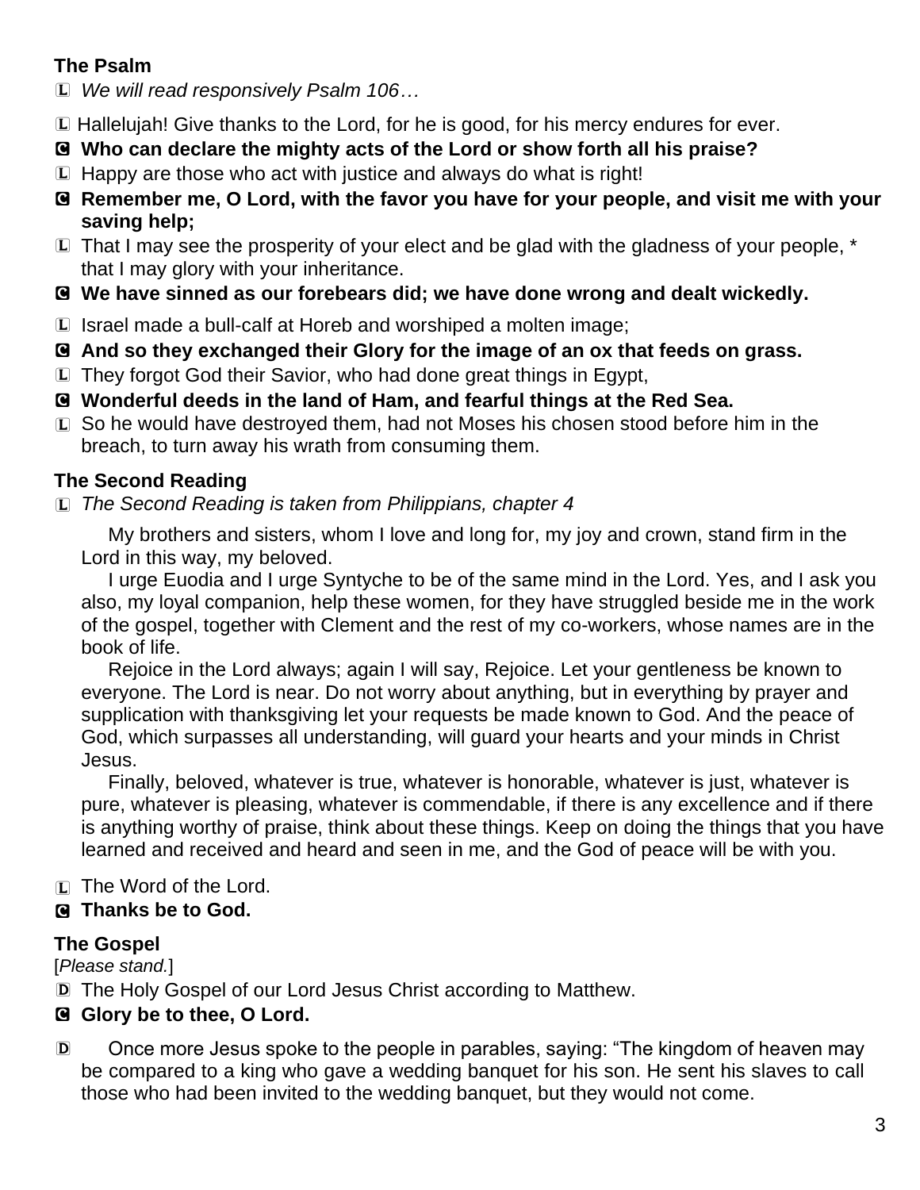**The Psalm**

L *We will read responsively Psalm 106…*

L Hallelujah! Give thanks to the Lord, for he is good, for his mercy endures for ever.

C **Who can declare the mighty acts of the Lord or show forth all his praise?**

L Happy are those who act with justice and always do what is right!

C **Remember me, O Lord, with the favor you have for your people, and visit me with your saving help;**

L That I may see the prosperity of your elect and be glad with the gladness of your people, * that I may glory with your inheritance.

C **We have sinned as our forebears did; we have done wrong and dealt wickedly.**

L Israel made a bull-calf at Horeb and worshiped a molten image;

C **And so they exchanged their Glory for the image of an ox that feeds on grass.**

L They forgot God their Savior, who had done great things in Egypt,

C **Wonderful deeds in the land of Ham, and fearful things at the Red Sea.**

L So he would have destroyed them, had not Moses his chosen stood before him in the breach, to turn away his wrath from consuming them.

**The Second Reading**

L *The Second Reading is taken from Philippians, chapter 4*

My brothers and sisters, whom I love and long for, my joy and crown, stand firm in the Lord in this way, my beloved.

I urge Euodia and I urge Syntyche to be of the same mind in the Lord. Yes, and I ask you also, my loyal companion, help these women, for they have struggled beside me in the work of the gospel, together with Clement and the rest of my co-workers, whose names are in the book of life.

Rejoice in the Lord always; again I will say, Rejoice. Let your gentleness be known to everyone. The Lord is near. Do not worry about anything, but in everything by prayer and supplication with thanksgiving let your requests be made known to God. And the peace of God, which surpasses all understanding, will guard your hearts and your minds in Christ Jesus.

Finally, beloved, whatever is true, whatever is honorable, whatever is just, whatever is pure, whatever is pleasing, whatever is commendable, if there is any excellence and if there is anything worthy of praise, think about these things. Keep on doing the things that you have learned and received and heard and seen in me, and the God of peace will be with you.

L The Word of the Lord.

C **Thanks be to God.**

**The Gospel**

[*Please stand.*]

D The Holy Gospel of our Lord Jesus Christ according to Matthew.

C **Glory be to thee, O Lord.**

D Once more Jesus spoke to the people in parables, saying: "The kingdom of heaven may be compared to a king who gave a wedding banquet for his son. He sent his slaves to call those who had been invited to the wedding banquet, but they would not come.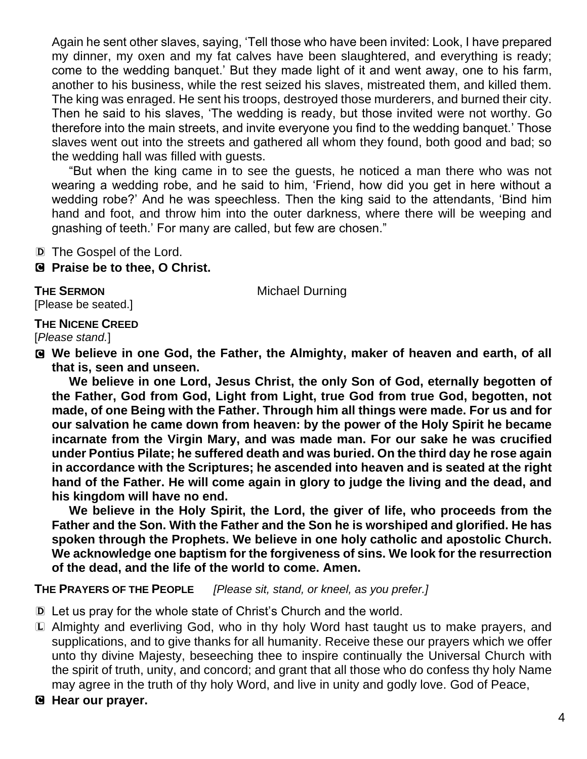Again he sent other slaves, saying, 'Tell those who have been invited: Look, I have prepared my dinner, my oxen and my fat calves have been slaughtered, and everything is ready; come to the wedding banquet.' But they made light of it and went away, one to his farm, another to his business, while the rest seized his slaves, mistreated them, and killed them. The king was enraged. He sent his troops, destroyed those murderers, and burned their city. Then he said to his slaves, 'The wedding is ready, but those invited were not worthy. Go therefore into the main streets, and invite everyone you find to the wedding banquet.' Those slaves went out into the streets and gathered all whom they found, both good and bad; so the wedding hall was filled with guests.

"But when the king came in to see the guests, he noticed a man there who was not wearing a wedding robe, and he said to him, 'Friend, how did you get in here without a wedding robe?' And he was speechless. Then the king said to the attendants, 'Bind him hand and foot, and throw him into the outer darkness, where there will be weeping and gnashing of teeth.' For many are called, but few are chosen."

D The Gospel of the Lord.

C **Praise be to thee, O Christ.**

**THE SERMON** Michael Durning

[Please be seated.]

**THE NICENE CREED**

[*Please stand.*]

C **We believe in one God, the Father, the Almighty, maker of heaven and earth, of all that is, seen and unseen.**

**We believe in one Lord, Jesus Christ, the only Son of God, eternally begotten of the Father, God from God, Light from Light, true God from true God, begotten, not made, of one Being with the Father. Through him all things were made. For us and for our salvation he came down from heaven: by the power of the Holy Spirit he became incarnate from the Virgin Mary, and was made man. For our sake he was crucified under Pontius Pilate; he suffered death and was buried. On the third day he rose again in accordance with the Scriptures; he ascended into heaven and is seated at the right hand of the Father. He will come again in glory to judge the living and the dead, and his kingdom will have no end.**

**We believe in the Holy Spirit, the Lord, the giver of life, who proceeds from the Father and the Son. With the Father and the Son he is worshiped and glorified. He has spoken through the Prophets. We believe in one holy catholic and apostolic Church. We acknowledge one baptism for the forgiveness of sins. We look for the resurrection of the dead, and the life of the world to come. Amen.**

**THE PRAYERS OF THE PEOPLE** *[Please sit, stand, or kneel, as you prefer.]*

D Let us pray for the whole state of Christ's Church and the world.

L Almighty and everliving God, who in thy holy Word hast taught us to make prayers, and supplications, and to give thanks for all humanity. Receive these our prayers which we offer unto thy divine Majesty, beseeching thee to inspire continually the Universal Church with the spirit of truth, unity, and concord; and grant that all those who do confess thy holy Name may agree in the truth of thy holy Word, and live in unity and godly love. God of Peace,

C **Hear our prayer.**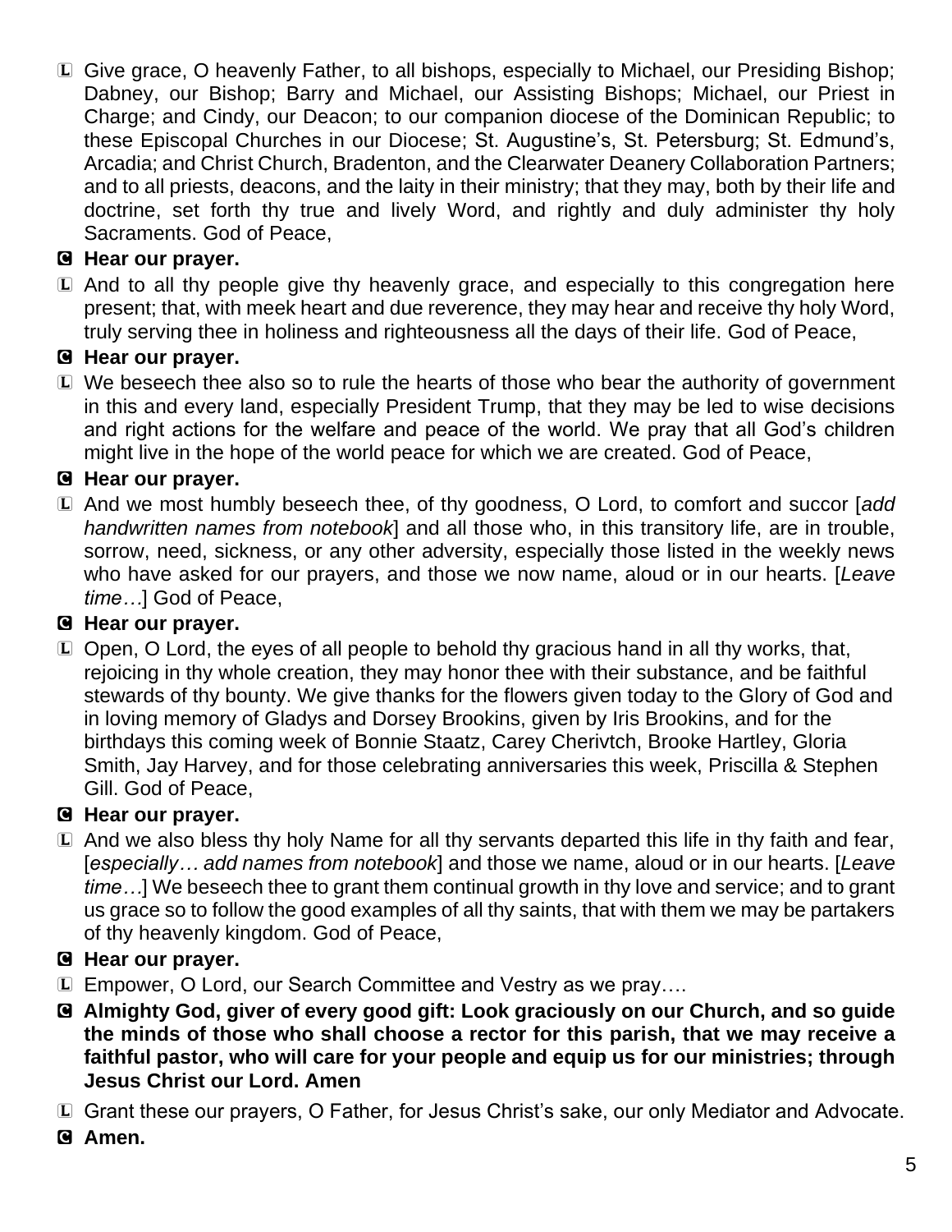L Give grace, O heavenly Father, to all bishops, especially to Michael, our Presiding Bishop; Dabney, our Bishop; Barry and Michael, our Assisting Bishops; Michael, our Priest in Charge; and Cindy, our Deacon; to our companion diocese of the Dominican Republic; to these Episcopal Churches in our Diocese; St. Augustine's, St. Petersburg; St. Edmund's, Arcadia; and Christ Church, Bradenton, and the Clearwater Deanery Collaboration Partners; and to all priests, deacons, and the laity in their ministry; that they may, both by their life and doctrine, set forth thy true and lively Word, and rightly and duly administer thy holy Sacraments. God of Peace,

C **Hear our prayer.**

L And to all thy people give thy heavenly grace, and especially to this congregation here present; that, with meek heart and due reverence, they may hear and receive thy holy Word, truly serving thee in holiness and righteousness all the days of their life. God of Peace,

C **Hear our prayer.**

L We beseech thee also so to rule the hearts of those who bear the authority of government in this and every land, especially President Trump, that they may be led to wise decisions and right actions for the welfare and peace of the world. We pray that all God's children might live in the hope of the world peace for which we are created. God of Peace,

C **Hear our prayer.**

L And we most humbly beseech thee, of thy goodness, O Lord, to comfort and succor [*add handwritten names from notebook*] and all those who, in this transitory life, are in trouble, sorrow, need, sickness, or any other adversity, especially those listed in the weekly news who have asked for our prayers, and those we now name, aloud or in our hearts. [*Leave time…*] God of Peace,

C **Hear our prayer.**

L Open, O Lord, the eyes of all people to behold thy gracious hand in all thy works, that, rejoicing in thy whole creation, they may honor thee with their substance, and be faithful stewards of thy bounty. We give thanks for the flowers given today to the Glory of God and in loving memory of Gladys and Dorsey Brookins, given by Iris Brookins, and for the birthdays this coming week of Bonnie Staatz, Carey Cherivtch, Brooke Hartley, Gloria Smith, Jay Harvey, and for those celebrating anniversaries this week, Priscilla & Stephen Gill. God of Peace,

C **Hear our prayer.**

L And we also bless thy holy Name for all thy servants departed this life in thy faith and fear, [*especially… add names from notebook*] and those we name, aloud or in our hearts. [*Leave time…*] We beseech thee to grant them continual growth in thy love and service; and to grant us grace so to follow the good examples of all thy saints, that with them we may be partakers of thy heavenly kingdom. God of Peace,

C **Hear our prayer.**

L Empower, O Lord, our Search Committee and Vestry as we pray….

C **Almighty God, giver of every good gift: Look graciously on our Church, and so guide the minds of those who shall choose a rector for this parish, that we may receive a faithful pastor, who will care for your people and equip us for our ministries; through Jesus Christ our Lord. Amen**

L Grant these our prayers, O Father, for Jesus Christ's sake, our only Mediator and Advocate.

C **Amen.**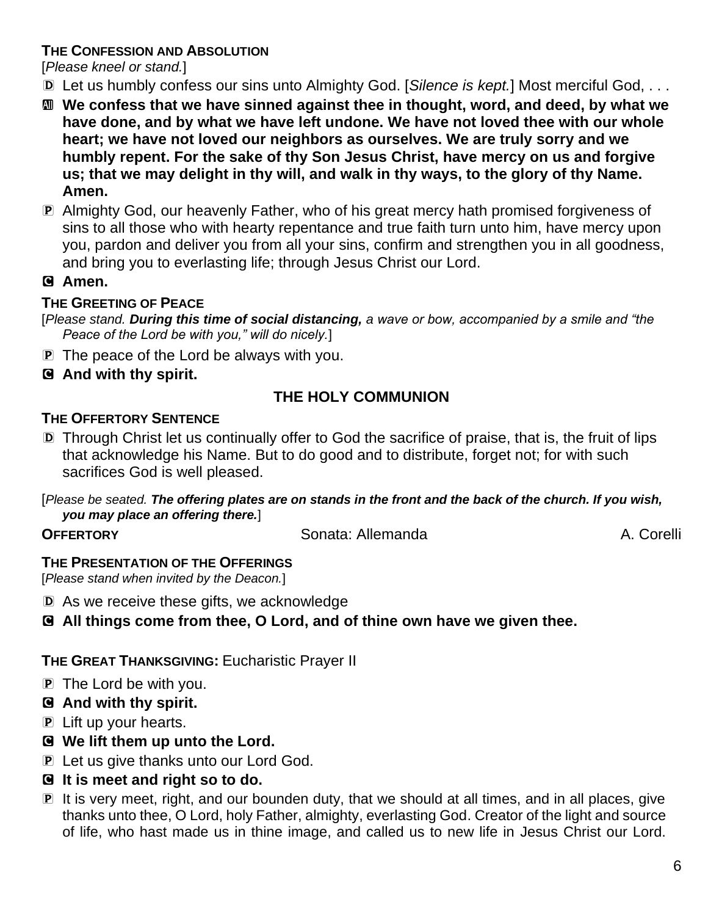**THE CONFESSION AND ABSOLUTION**

[*Please kneel or stand.*]

D Let us humbly confess our sins unto Almighty God. [*Silence is kept.*] Most merciful God, . . .

All **We confess that we have sinned against thee in thought, word, and deed, by what we have done, and by what we have left undone. We have not loved thee with our whole heart; we have not loved our neighbors as ourselves. We are truly sorry and we humbly repent. For the sake of thy Son Jesus Christ, have mercy on us and forgive us; that we may delight in thy will, and walk in thy ways, to the glory of thy Name. Amen.**

P Almighty God, our heavenly Father, who of his great mercy hath promised forgiveness of sins to all those who with hearty repentance and true faith turn unto him, have mercy upon you, pardon and deliver you from all your sins, confirm and strengthen you in all goodness, and bring you to everlasting life; through Jesus Christ our Lord.

C **Amen.**

**THE GREETING OF PEACE**

[*Please stand.* ***During this time of social distancing,*** *a wave or bow, accompanied by a smile and "the Peace of the Lord be with you," will do nicely.*]

P The peace of the Lord be always with you.

C **And with thy spirit.**

## THE HOLY COMMUNION

**THE OFFERTORY SENTENCE**

D Through Christ let us continually offer to God the sacrifice of praise, that is, the fruit of lips that acknowledge his Name. But to do good and to distribute, forget not; for with such sacrifices God is well pleased.

[*Please be seated.* ***The offering plates are on stands in the front and the back of the church. If you wish, you may place an offering there.***]

**OFFERTORY** Sonata: Allemanda A. Corelli

**THE PRESENTATION OF THE OFFERINGS**

[*Please stand when invited by the Deacon.*]

D As we receive these gifts, we acknowledge

C **All things come from thee, O Lord, and of thine own have we given thee.**

**THE GREAT THANKSGIVING:** Eucharistic Prayer II

P The Lord be with you.

C **And with thy spirit.**

P Lift up your hearts.

C **We lift them up unto the Lord.**

P Let us give thanks unto our Lord God.

C **It is meet and right so to do.**

P It is very meet, right, and our bounden duty, that we should at all times, and in all places, give thanks unto thee, O Lord, holy Father, almighty, everlasting God. Creator of the light and source of life, who hast made us in thine image, and called us to new life in Jesus Christ our Lord.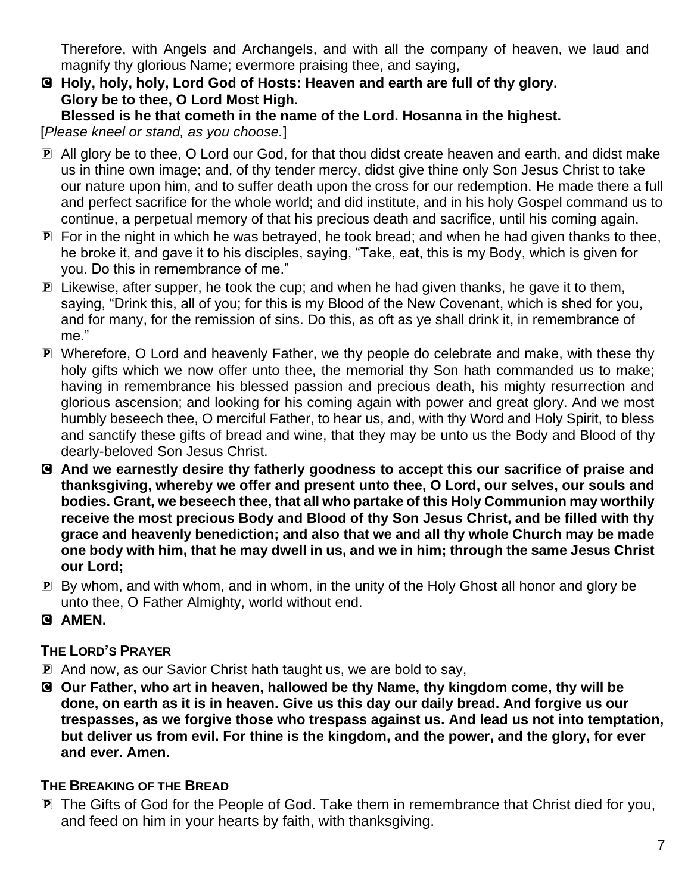Therefore, with Angels and Archangels, and with all the company of heaven, we laud and magnify thy glorious Name; evermore praising thee, and saying,

C **Holy, holy, holy, Lord God of Hosts: Heaven and earth are full of thy glory. Glory be to thee, O Lord Most High. Blessed is he that cometh in the name of the Lord. Hosanna in the highest.**

[*Please kneel or stand, as you choose.*]

P All glory be to thee, O Lord our God, for that thou didst create heaven and earth, and didst make us in thine own image; and, of thy tender mercy, didst give thine only Son Jesus Christ to take our nature upon him, and to suffer death upon the cross for our redemption. He made there a full and perfect sacrifice for the whole world; and did institute, and in his holy Gospel command us to continue, a perpetual memory of that his precious death and sacrifice, until his coming again.

P For in the night in which he was betrayed, he took bread; and when he had given thanks to thee, he broke it, and gave it to his disciples, saying, "Take, eat, this is my Body, which is given for you. Do this in remembrance of me."

P Likewise, after supper, he took the cup; and when he had given thanks, he gave it to them, saying, "Drink this, all of you; for this is my Blood of the New Covenant, which is shed for you, and for many, for the remission of sins. Do this, as oft as ye shall drink it, in remembrance of me."

P Wherefore, O Lord and heavenly Father, we thy people do celebrate and make, with these thy holy gifts which we now offer unto thee, the memorial thy Son hath commanded us to make; having in remembrance his blessed passion and precious death, his mighty resurrection and glorious ascension; and looking for his coming again with power and great glory. And we most humbly beseech thee, O merciful Father, to hear us, and, with thy Word and Holy Spirit, to bless and sanctify these gifts of bread and wine, that they may be unto us the Body and Blood of thy dearly-beloved Son Jesus Christ.

C **And we earnestly desire thy fatherly goodness to accept this our sacrifice of praise and thanksgiving, whereby we offer and present unto thee, O Lord, our selves, our souls and bodies. Grant, we beseech thee, that all who partake of this Holy Communion may worthily receive the most precious Body and Blood of thy Son Jesus Christ, and be filled with thy grace and heavenly benediction; and also that we and all thy whole Church may be made one body with him, that he may dwell in us, and we in him; through the same Jesus Christ our Lord;**

P By whom, and with whom, and in whom, in the unity of the Holy Ghost all honor and glory be unto thee, O Father Almighty, world without end.

C **AMEN.**

### THE LORD'S PRAYER

P And now, as our Savior Christ hath taught us, we are bold to say,

C **Our Father, who art in heaven, hallowed be thy Name, thy kingdom come, thy will be done, on earth as it is in heaven. Give us this day our daily bread. And forgive us our trespasses, as we forgive those who trespass against us. And lead us not into temptation, but deliver us from evil. For thine is the kingdom, and the power, and the glory, for ever and ever. Amen.**

### THE BREAKING OF THE BREAD

P The Gifts of God for the People of God. Take them in remembrance that Christ died for you, and feed on him in your hearts by faith, with thanksgiving.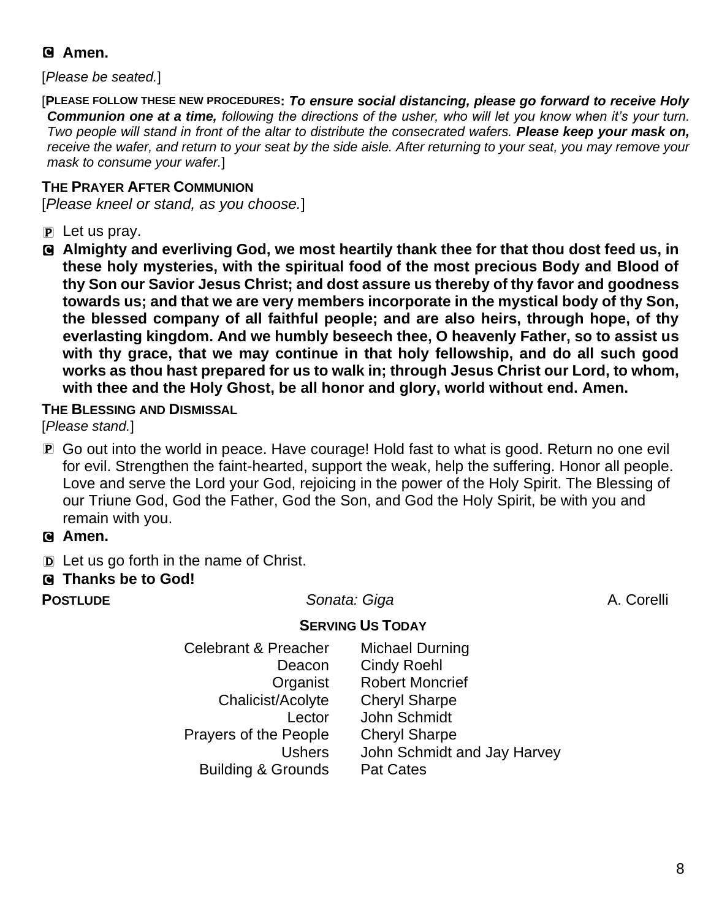**C Amen.**

[*Please be seated.*]

[**PLEASE FOLLOW THESE NEW PROCEDURES:** ***To ensure social distancing, please go forward to receive Holy Communion one at a time,*** *following the directions of the usher, who will let you know when it's your turn. Two people will stand in front of the altar to distribute the consecrated wafers.* ***Please keep your mask on,*** *receive the wafer, and return to your seat by the side aisle. After returning to your seat, you may remove your mask to consume your wafer.*]

**THE PRAYER AFTER COMMUNION**

[*Please kneel or stand, as you choose.*]

P Let us pray.

**C Almighty and everliving God, we most heartily thank thee for that thou dost feed us, in these holy mysteries, with the spiritual food of the most precious Body and Blood of thy Son our Savior Jesus Christ; and dost assure us thereby of thy favor and goodness towards us; and that we are very members incorporate in the mystical body of thy Son, the blessed company of all faithful people; and are also heirs, through hope, of thy everlasting kingdom. And we humbly beseech thee, O heavenly Father, so to assist us with thy grace, that we may continue in that holy fellowship, and do all such good works as thou hast prepared for us to walk in; through Jesus Christ our Lord, to whom, with thee and the Holy Ghost, be all honor and glory, world without end. Amen.**

**THE BLESSING AND DISMISSAL**

[*Please stand.*]

P Go out into the world in peace. Have courage! Hold fast to what is good. Return no one evil for evil. Strengthen the faint-hearted, support the weak, help the suffering. Honor all people. Love and serve the Lord your God, rejoicing in the power of the Holy Spirit. The Blessing of our Triune God, God the Father, God the Son, and God the Holy Spirit, be with you and remain with you.

**C Amen.**

D Let us go forth in the name of Christ.

**C Thanks be to God!**

**POSTLUDE** *Sonata: Giga* A. Corelli

**SERVING US TODAY**

| | |
|---|---|
| Celebrant & Preacher | Michael Durning |
| Deacon | Cindy Roehl |
| Organist | Robert Moncrief |
| Chalicist/Acolyte | Cheryl Sharpe |
| Lector | John Schmidt |
| Prayers of the People | Cheryl Sharpe |
| Ushers | John Schmidt and Jay Harvey |
| Building & Grounds | Pat Cates |